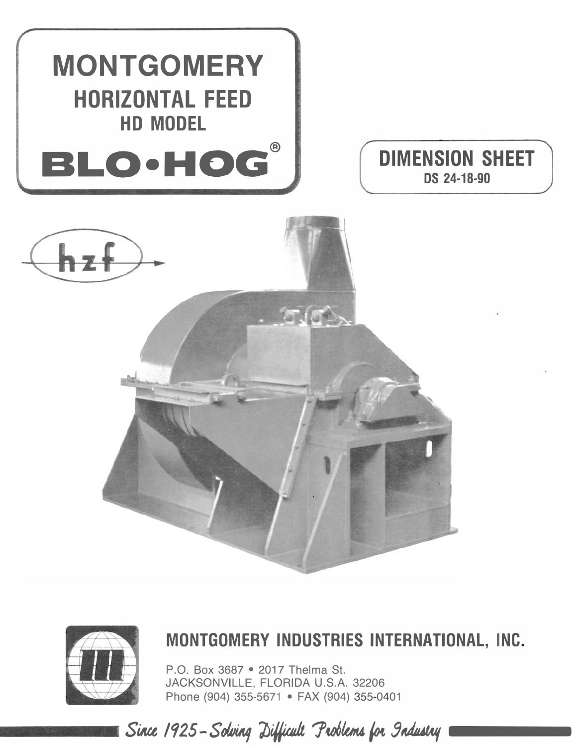# MONTGOMERY

## HORIZONTAL FEED

### HD MODEL

# BLO•HOG®

## DIMENSION SHEET

**DS 24-18-90**

hzf

## MONTGOMERY INDUSTRIES INTERNATIONAL, INC.

P.O. Box 3687 • 2017 Thelma St.
JACKSONVILLE, FLORIDA U.S.A. 32206
Phone (904) 355-5671 • FAX (904) 355-0401

*Since 1925 – Solving Difficult Problems for Industry*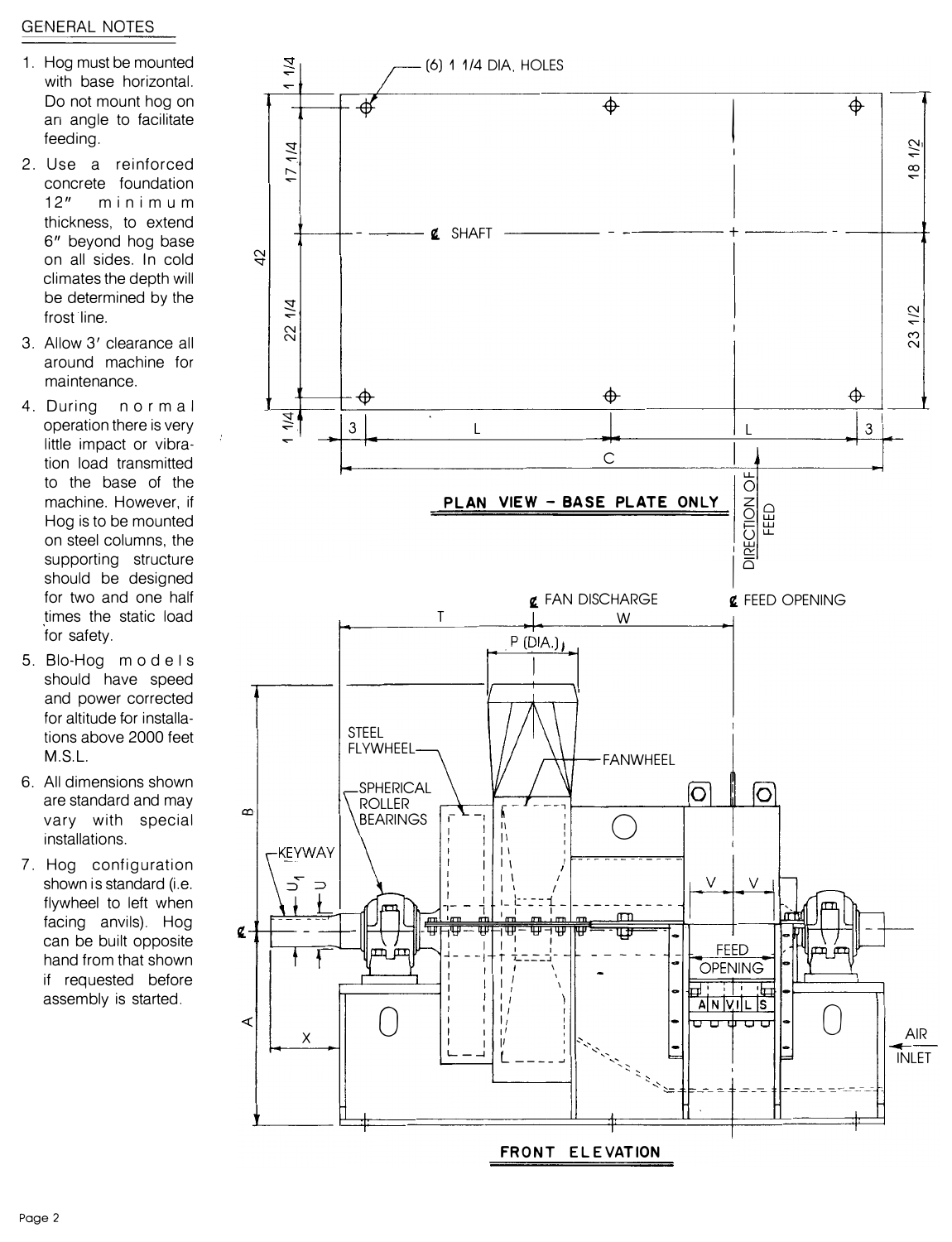## GENERAL NOTES

1. Hog must be mounted with base horizontal. Do not mount hog on an angle to facilitate feeding.
2. Use a reinforced concrete foundation 12″ minimum thickness, to extend 6″ beyond hog base on all sides. In cold climates the depth will be determined by the frost line.
3. Allow 3′ clearance all around machine for maintenance.
4. During normal operation there is very little impact or vibration load transmitted to the base of the machine. However, if Hog is to be mounted on steel columns, the supporting structure should be designed for two and one half times the static load for safety.
5. Blo-Hog models should have speed and power corrected for altitude for installations above 2000 feet M.S.L.
6. All dimensions shown are standard and may vary with special installations.
7. Hog configuration shown is standard (i.e. flywheel to left when facing anvils). Hog can be built opposite hand from that shown if requested before assembly is started.

(6) 1 1/4 DIA. HOLES

℄ SHAFT

42 · 1 1/4 · 17 1/4 · 22 1/4 · 1 1/4 · 18 1/2 · 23 1/2 · 3 · L · L · 3 · C

**PLAN VIEW - BASE PLATE ONLY**

DIRECTION OF FEED

℄ FAN DISCHARGE · ℄ FEED OPENING · T · W · P (DIA.)

STEEL FLYWHEEL · FANWHEEL · SPHERICAL ROLLER BEARINGS · KEYWAY · $U_1$ · U · ℄ · B · A · X · V · V · FEED OPENING · ANVILS · AIR INLET

**FRONT ELEVATION**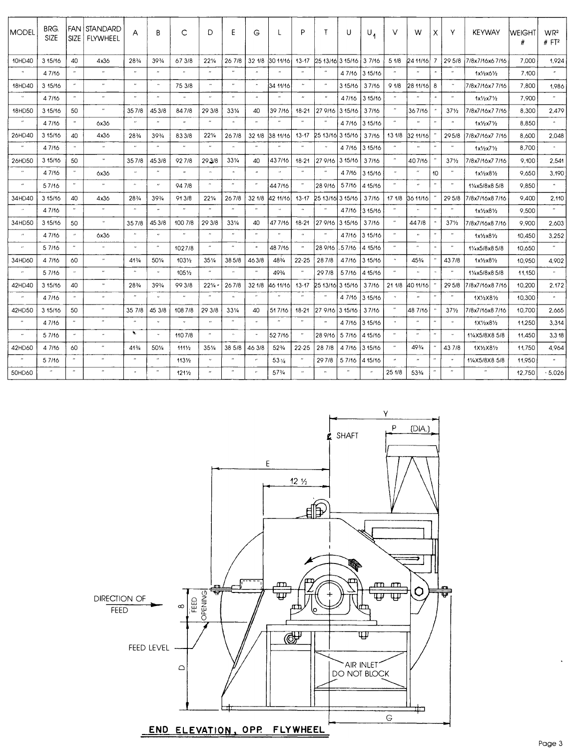| MODEL | BRG. SIZE | FAN SIZE | STANDARD FLYWHEEL | A | B | C | D | E | G | L | P | T | U | $U_1$ | V | W | X | Y | KEYWAY | WEIGHT # | $WR^2$ # $FT^2$ |
|---|---|---|---|---|---|---|---|---|---|---|---|---|---|---|---|---|---|---|---|---|---|
| 10HD40 | 3 15/16 | 40 | 4x36 | 28¾ | 39¾ | 67 3/8 | 22¼ | 26 7/8 | 32 1/8 | 30 11/16 | 13-17 | 25 13/16 | 3 15/16 | 3 7/16 | 5 1/8 | 24 11/16 | 7 | 29 5/8 | 7/8x7/16x6 7/16 | 7,000 | 1,924 |
| " | 4 7/16 | " | " | " | " | " | " | " | " | " | " | " | 4 7/16 | 3 15/16 | " | " | " | " | 1x½x6½ | 7,100 | " |
| 18HD40 | 3 15/16 | " | " | " | " | 75 3/8 | " | " | " | 34 11/16 | " | " | 3 15/16 | 3 7/16 | 9 1/8 | 28 11/16 | 8 | " | 7/8x7/16x7 7/16 | 7,800 | 1,986 |
| " | 4 7/16 | " | " | " | " | " | " | " | " | " | " | " | 4 7/16 | 3 15/16 | " | " | " | " | 1x½x7½ | 7,900 | " |
| 18HD50 | 3 15/16 | 50 | " | 35 7/8 | 45 3/8 | 84 7/8 | 29 3/8 | 33¼ | 40 | 39 7/16 | 18-21 | 27 9/16 | 3 15/16 | 3 7/16 | " | 36 7/16 | " | 37½ | 7/8x7/16x7 7/16 | 8,300 | 2,479 |
| " | 4 7/16 | " | 6x36 | " | " | " | " | " | " | " | " | " | 4 7/16 | 3 15/16 | " | " | " | " | 1x½x7½ | 8,850 | " |
| 26HD40 | 3 15/16 | 40 | 4x36 | 28¾ | 39¾ | 83 3/8 | 22¼ | 26 7/8 | 32 1/8 | 38 11/16 | 13-17 | 25 13/16 | 3 15/16 | 3 7/16 | 13 1/8 | 32 11/16 | " | 29 5/8 | 7/8x7/16x7 7/16 | 8,600 | 2,048 |
| " | 4 7/16 | " | " | " | " | " | " | " | " | " | " | " | 4 7/16 | 3 15/16 | " | " | " | " | 1x½x7½ | 8,700 | " |
| 26HD50 | 3 15/16 | 50 | " | 35 7/8 | 45 3/8 | 92 7/8 | 29 3/8 | 33¼ | 40 | 43 7/16 | 18-21 | 27 9/16 | 3 15/16 | 3 7/16 | " | 40 7/16 | " | 37½ | 7/8x7/16x7 7/16 | 9,100 | 2,541 |
| " | 4 7/16 | " | 6x36 | " | " | " | " | " | " | " | " | " | 4 7/16 | 3 15/16 | " | " | 10 | " | 1x½x8½ | 9,650 | 3,190 |
| " | 5 7/16 | " | " | " | " | 94 7/8 | " | " | " | 44 7/16 | " | 28 9/16 | 5 7/16 | 4 15/16 | " | " | " | " | 1¼x5/8x8 5/8 | 9,850 | " |
| 34HD40 | 3 15/16 | 40 | 4x36 | 28¾ | 39¾ | 91 3/8 | 22¼ | 26 7/8 | 32 1/8 | 42 11/16 | 13-17 | 25 13/16 | 3 15/16 | 3 7/16 | 17 1/8 | 36 11/16 | " | 29 5/8 | 7/8x7/16x8 7/16 | 9,400 | 2,110 |
| " | 4 7/16 | " | " | " | " | " | " | " | " | " | " | " | 4 7/16 | 3 15/16 | " | " | " | " | 1x½x8½ | 9,500 | " |
| 34HD50 | 3 15/16 | 50 | " | 35 7/8 | 45 3/8 | 100 7/8 | 29 3/8 | 33¼ | 40 | 47 7/16 | 18-21 | 27 9/16 | 3 15/16 | 3 7/16 | " | 44 7/8 | " | 37½ | 7/8x7/16x8 7/16 | 9,900 | 2,603 |
| " | 4 7/16 | " | 6x36 | " | " | " | " | " | " | " | " | " | 4 7/16 | 3 15/16 | " | " | " | " | 1x½x8½ | 10,450 | 3,252 |
| " | 5 7/16 | " | " | " | " | 102 7/8 | " | " | " | 48 7/16 | " | 28 9/16 | 5 7/16 | 4 15/16 | " | " | " | " | 1¼x5/8x8 5/8 | 10,650 | " |
| 34HD60 | 4 7/16 | 60 | " | 41¾ | 50¼ | 103½ | 35¼ | 38 5/8 | 46 3/8 | 48¾ | 22-25 | 28 7/8 | 4 7/16 | 3 15/16 | " | 45¾ | " | 43 7/8 | 1x½x8½ | 10,950 | 4,902 |
| " | 5 7/16 | " | " | " | " | 105½ | " | " | " | 49¾ | " | 29 7/8 | 5 7/16 | 4 15/16 | " | " | " | " | 1¼x5/8x8 5/8 | 11,150 | " |
| 42HD40 | 3 15/16 | 40 | " | 28¾ | 39¾ | 99 3/8 | 22¼ | 26 7/8 | 32 1/8 | 46 11/16 | 13-17 | 25 13/16 | 3 15/16 | 3 7/16 | 21 1/8 | 40 11/16 | " | 29 5/8 | 7/8x7/16x8 7/16 | 10,200 | 2,172 |
| " | 4 7/16 | " | " | " | " | " | " | " | " | " | " | " | 4 7/16 | 3 15/16 | " | " | " | " | 1X½X8½ | 10,300 | " |
| 42HD50 | 3 15/16 | 50 | " | 35 7/8 | 45 3/8 | 108 7/8 | 29 3/8 | 33¼ | 40 | 51 7/16 | 18-21 | 27 9/16 | 3 15/16 | 3 7/16 | " | 48 7/16 | " | 37½ | 7/8x7/16x8 7/16 | 10,700 | 2,665 |
| " | 4 7/16 | " | " | " | " | " | " | " | " | " | " | " | 4 7/16 | 3 15/16 | " | " | " | " | 1X½x8½ | 11,250 | 3,314 |
| " | 5 7/16 | " | " | " | " | 110 7/8 | " | " | " | 52 7/16 | " | 28 9/16 | 5 7/16 | 4 15/16 | " | " | " | " | 1¼X5/8X8 5/8 | 11,450 | 3,318 |
| 42HD60 | 4 7/16 | 60 | " | 41¾ | 50¼ | 111½ | 35¼ | 38 5/8 | 46 3/8 | 52¾ | 22-25 | 28 7/8 | 4 7/16 | 3 15/16 | " | 49¾ | " | 43 7/8 | 1X½X8½ | 11,750 | 4,964 |
| " | 5 7/16 | " | " | " | " | 113½ | " | " | " | 53¼ | " | 29 7/8 | 5 7/16 | 4 15/16 | " | " | " | " | 1¼X5/8X8 5/8 | 11,950 | " |
| 50HD60 | " | " | " | " | " | 121½ | " | " | " | 57¾ | " | " | " | " | 25 1/8 | 53¾ | " | " | " | 12,750 | 5,026 |

Y

P (DIA.)

℄ SHAFT

E

12 ½

DIRECTION OF FEED

8 FEED OPENING

FEED LEVEL

D

AIR INLET DO NOT BLOCK

G

**END ELEVATION, OPP. FLYWHEEL**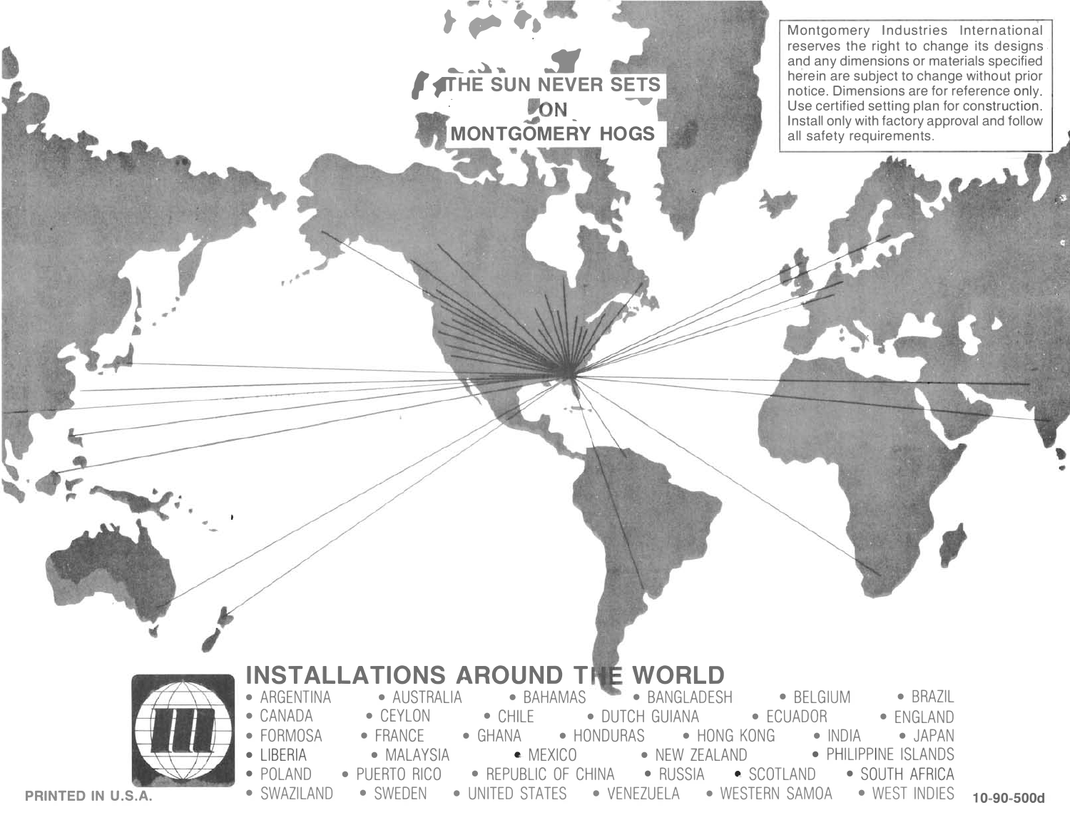THE SUN NEVER SETS
ON
MONTGOMERY HOGS

Montgomery Industries International reserves the right to change its designs and any dimensions or materials specified herein are subject to change without prior notice. Dimensions are for reference only. Use certified setting plan for construction. Install only with factory approval and follow all safety requirements.

## INSTALLATIONS AROUND THE WORLD

- ARGENTINA
- AUSTRALIA
- BAHAMAS
- BANGLADESH
- BELGIUM
- BRAZIL
- CANADA
- CEYLON
- CHILE
- DUTCH GUIANA
- ECUADOR
- ENGLAND
- FORMOSA
- FRANCE
- GHANA
- HONDURAS
- HONG KONG
- INDIA
- JAPAN
- LIBERIA
- MALAYSIA
- MEXICO
- NEW ZEALAND
- PHILIPPINE ISLANDS
- POLAND
- PUERTO RICO
- REPUBLIC OF CHINA
- RUSSIA
- SCOTLAND
- SOUTH AFRICA
- SWAZILAND
- SWEDEN
- UNITED STATES
- VENEZUELA
- WESTERN SAMOA
- WEST INDIES

PRINTED IN U.S.A.

10-90-500d